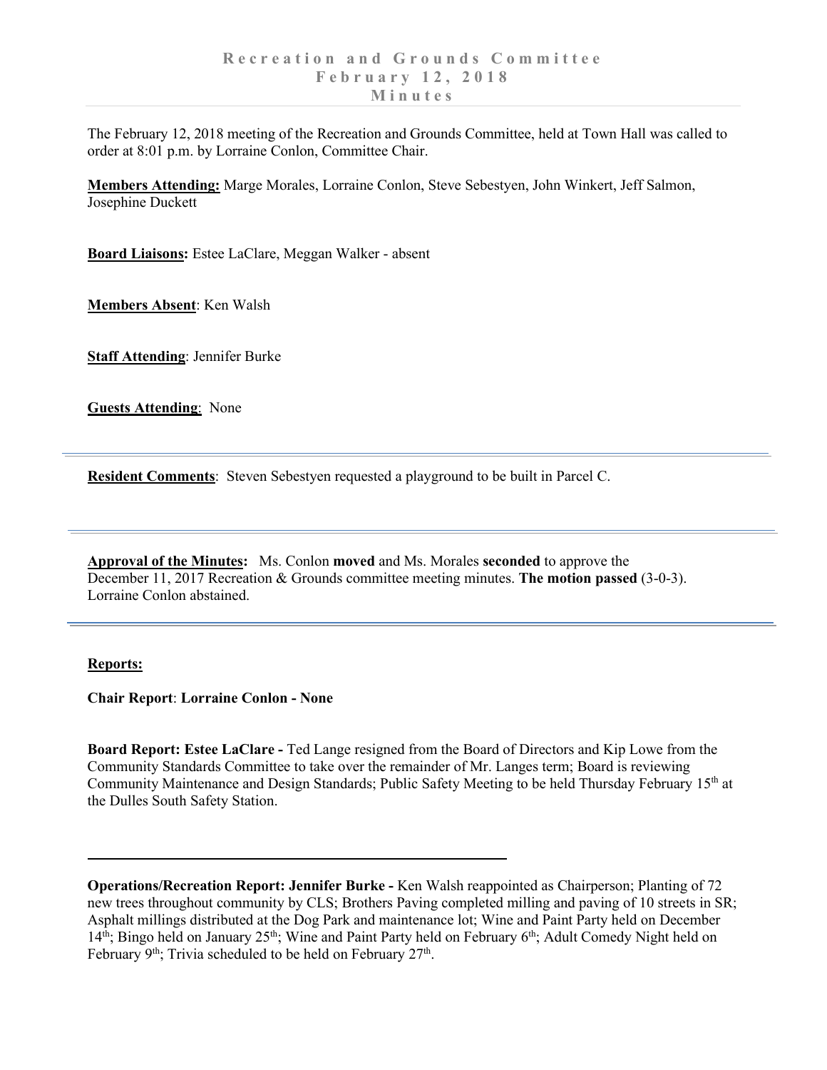# Recreation and Grounds Committee
## February 12, 2018
## Minutes

The February 12, 2018 meeting of the Recreation and Grounds Committee, held at Town Hall was called to order at 8:01 p.m. by Lorraine Conlon, Committee Chair.

**Members Attending:** Marge Morales, Lorraine Conlon, Steve Sebestyen, John Winkert, Jeff Salmon, Josephine Duckett

**Board Liaisons:** Estee LaClare, Meggan Walker - absent

**Members Absent**: Ken Walsh

**Staff Attending**: Jennifer Burke

**Guests Attending**: None

---

**Resident Comments**: Steven Sebestyen requested a playground to be built in Parcel C.

---

**Approval of the Minutes:** Ms. Conlon **moved** and Ms. Morales **seconded** to approve the December 11, 2017 Recreation & Grounds committee meeting minutes. **The motion passed** (3-0-3). Lorraine Conlon abstained.

---

**Reports:**

**Chair Report**: **Lorraine Conlon - None**

**Board Report: Estee LaClare -** Ted Lange resigned from the Board of Directors and Kip Lowe from the Community Standards Committee to take over the remainder of Mr. Langes term; Board is reviewing Community Maintenance and Design Standards; Public Safety Meeting to be held Thursday February 15th at the Dulles South Safety Station.

---

**Operations/Recreation Report: Jennifer Burke -** Ken Walsh reappointed as Chairperson; Planting of 72 new trees throughout community by CLS; Brothers Paving completed milling and paving of 10 streets in SR; Asphalt millings distributed at the Dog Park and maintenance lot; Wine and Paint Party held on December 14th; Bingo held on January 25th; Wine and Paint Party held on February 6th; Adult Comedy Night held on February 9th; Trivia scheduled to be held on February 27th.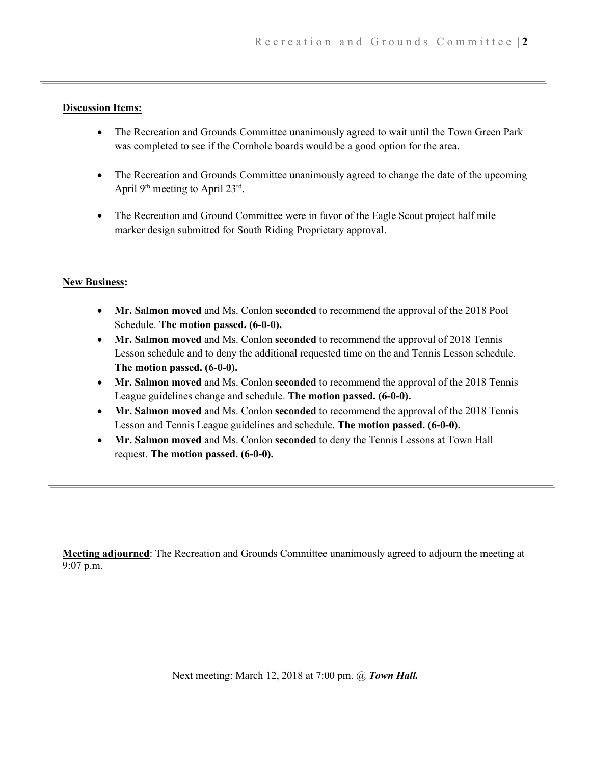**<u>Discussion Items:</u>**

- The Recreation and Grounds Committee unanimously agreed to wait until the Town Green Park was completed to see if the Cornhole boards would be a good option for the area.

- The Recreation and Grounds Committee unanimously agreed to change the date of the upcoming April 9th meeting to April 23rd.

- The Recreation and Ground Committee were in favor of the Eagle Scout project half mile marker design submitted for South Riding Proprietary approval.

**<u>New Business</u>:**

- **Mr. Salmon moved** and Ms. Conlon **seconded** to recommend the approval of the 2018 Pool Schedule. **The motion passed. (6-0-0).**
- **Mr. Salmon moved** and Ms. Conlon **seconded** to recommend the approval of 2018 Tennis Lesson schedule and to deny the additional requested time on the and Tennis Lesson schedule. **The motion passed. (6-0-0).**
- **Mr. Salmon moved** and Ms. Conlon **seconded** to recommend the approval of the 2018 Tennis League guidelines change and schedule. **The motion passed. (6-0-0).**
- **Mr. Salmon moved** and Ms. Conlon **seconded** to recommend the approval of the 2018 Tennis Lesson and Tennis League guidelines and schedule. **The motion passed. (6-0-0).**
- **Mr. Salmon moved** and Ms. Conlon **seconded** to deny the Tennis Lessons at Town Hall request. **The motion passed. (6-0-0).**

**<u>Meeting adjourned</u>**: The Recreation and Grounds Committee unanimously agreed to adjourn the meeting at 9:07 p.m.

Next meeting: March 12, 2018 at 7:00 pm. @ ***Town Hall.***